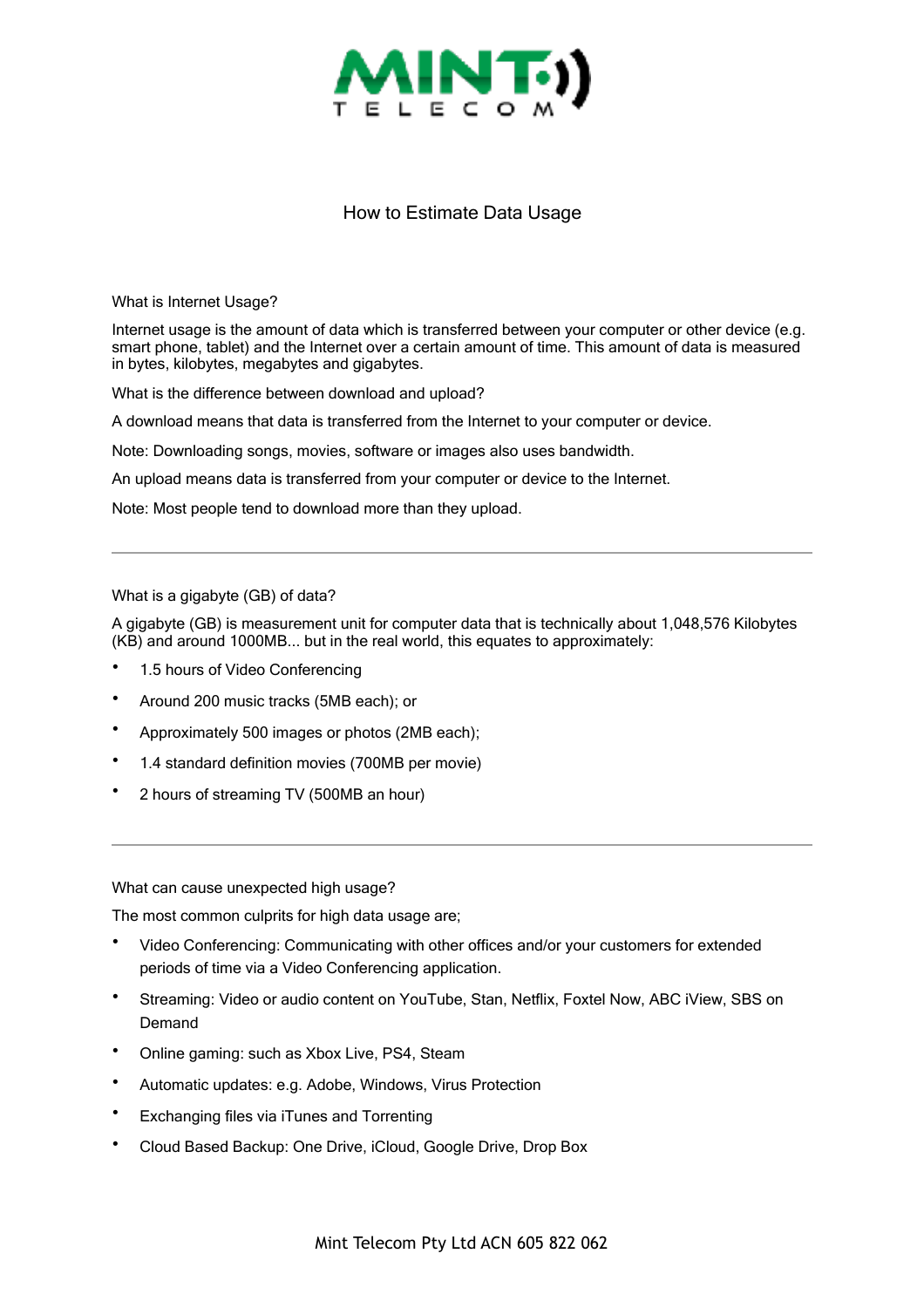MINT TELECOM

# How to Estimate Data Usage

What is Internet Usage?

Internet usage is the amount of data which is transferred between your computer or other device (e.g. smart phone, tablet) and the Internet over a certain amount of time. This amount of data is measured in bytes, kilobytes, megabytes and gigabytes.

What is the difference between download and upload?

A download means that data is transferred from the Internet to your computer or device.

Note: Downloading songs, movies, software or images also uses bandwidth.

An upload means data is transferred from your computer or device to the Internet.

Note: Most people tend to download more than they upload.

---

What is a gigabyte (GB) of data?

A gigabyte (GB) is measurement unit for computer data that is technically about 1,048,576 Kilobytes (KB) and around 1000MB... but in the real world, this equates to approximately:

- 1.5 hours of Video Conferencing
- Around 200 music tracks (5MB each); or
- Approximately 500 images or photos (2MB each);
- 1.4 standard definition movies (700MB per movie)
- 2 hours of streaming TV (500MB an hour)

---

What can cause unexpected high usage?

The most common culprits for high data usage are;

- Video Conferencing: Communicating with other offices and/or your customers for extended periods of time via a Video Conferencing application.
- Streaming: Video or audio content on YouTube, Stan, Netflix, Foxtel Now, ABC iView, SBS on Demand
- Online gaming: such as Xbox Live, PS4, Steam
- Automatic updates: e.g. Adobe, Windows, Virus Protection
- Exchanging files via iTunes and Torrenting
- Cloud Based Backup: One Drive, iCloud, Google Drive, Drop Box

Mint Telecom Pty Ltd ACN 605 822 062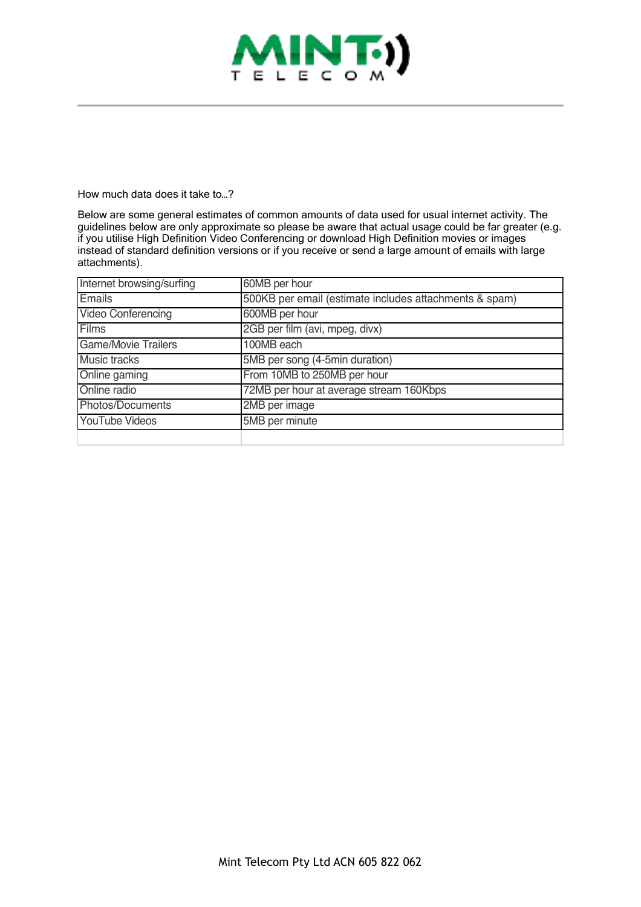How much data does it take to…?

Below are some general estimates of common amounts of data used for usual internet activity. The guidelines below are only approximate so please be aware that actual usage could be far greater (e.g. if you utilise High Definition Video Conferencing or download High Definition movies or images instead of standard definition versions or if you receive or send a large amount of emails with large attachments).

| | |
|---|---|
| Internet browsing/surfing | 60MB per hour |
| Emails | 500KB per email (estimate includes attachments & spam) |
| Video Conferencing | 600MB per hour |
| Films | 2GB per film (avi, mpeg, divx) |
| Game/Movie Trailers | 100MB each |
| Music tracks | 5MB per song (4-5min duration) |
| Online gaming | From 10MB to 250MB per hour |
| Online radio | 72MB per hour at average stream 160Kbps |
| Photos/Documents | 2MB per image |
| YouTube Videos | 5MB per minute |
| | |